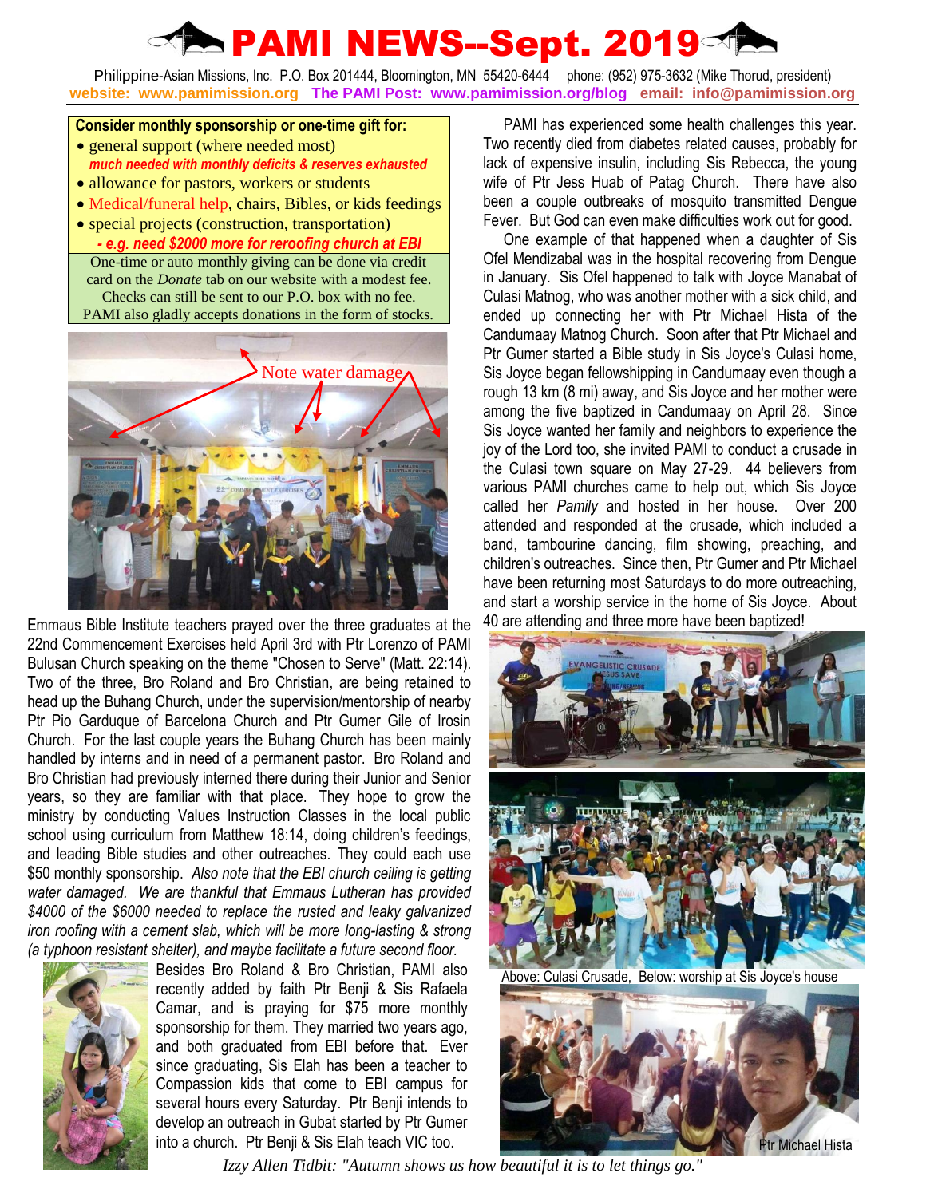# PAMI NEWS--Sept. 2019

Philippine-Asian Missions, Inc. P.O. Box 201444, Bloomington, MN 55420-6444 phone: (952) 975-3632 (Mike Thorud, president)
**website: www.pamimission.org The PAMI Post: www.pamimission.org/blog email: info@pamimission.org**

**Consider monthly sponsorship or one-time gift for:**

- general support (where needed most)
  ***much needed with monthly deficits & reserves exhausted***
- allowance for pastors, workers or students
- Medical/funeral help, chairs, Bibles, or kids feedings
- special projects (construction, transportation)
  ***- e.g. need $2000 more for reroofing church at EBI***

One-time or auto monthly giving can be done via credit card on the *Donate* tab on our website with a modest fee. Checks can still be sent to our P.O. box with no fee. PAMI also gladly accepts donations in the form of stocks.

Note water damage

Emmaus Bible Institute teachers prayed over the three graduates at the 22nd Commencement Exercises held April 3rd with Ptr Lorenzo of PAMI Bulusan Church speaking on the theme "Chosen to Serve" (Matt. 22:14). Two of the three, Bro Roland and Bro Christian, are being retained to head up the Buhang Church, under the supervision/mentorship of nearby Ptr Pio Garduque of Barcelona Church and Ptr Gumer Gile of Irosin Church. For the last couple years the Buhang Church has been mainly handled by interns and in need of a permanent pastor. Bro Roland and Bro Christian had previously interned there during their Junior and Senior years, so they are familiar with that place. They hope to grow the ministry by conducting Values Instruction Classes in the local public school using curriculum from Matthew 18:14, doing children's feedings, and leading Bible studies and other outreaches. They could each use $50 monthly sponsorship. *Also note that the EBI church ceiling is getting water damaged. We are thankful that Emmaus Lutheran has provided $4000 of the $6000 needed to replace the rusted and leaky galvanized iron roofing with a cement slab, which will be more long-lasting & strong (a typhoon resistant shelter), and maybe facilitate a future second floor.*

Besides Bro Roland & Bro Christian, PAMI also recently added by faith Ptr Benji & Sis Rafaela Camar, and is praying for $75 more monthly sponsorship for them. They married two years ago, and both graduated from EBI before that. Ever since graduating, Sis Elah has been a teacher to Compassion kids that come to EBI campus for several hours every Saturday. Ptr Benji intends to develop an outreach in Gubat started by Ptr Gumer into a church. Ptr Benji & Sis Elah teach VIC too.

PAMI has experienced some health challenges this year. Two recently died from diabetes related causes, probably for lack of expensive insulin, including Sis Rebecca, the young wife of Ptr Jess Huab of Patag Church. There have also been a couple outbreaks of mosquito transmitted Dengue Fever. But God can even make difficulties work out for good.

One example of that happened when a daughter of Sis Ofel Mendizabal was in the hospital recovering from Dengue in January. Sis Ofel happened to talk with Joyce Manabat of Culasi Matnog, who was another mother with a sick child, and ended up connecting her with Ptr Michael Hista of the Candumaay Matnog Church. Soon after that Ptr Michael and Ptr Gumer started a Bible study in Sis Joyce's Culasi home, Sis Joyce began fellowshipping in Candumaay even though a rough 13 km (8 mi) away, and Sis Joyce and her mother were among the five baptized in Candumaay on April 28. Since Sis Joyce wanted her family and neighbors to experience the joy of the Lord too, she invited PAMI to conduct a crusade in the Culasi town square on May 27-29. 44 believers from various PAMI churches came to help out, which Sis Joyce called her *Pamily* and hosted in her house. Over 200 attended and responded at the crusade, which included a band, tambourine dancing, film showing, preaching, and children's outreaches. Since then, Ptr Gumer and Ptr Michael have been returning most Saturdays to do more outreaching, and start a worship service in the home of Sis Joyce. About 40 are attending and three more have been baptized!

Above: Culasi Crusade, Below: worship at Sis Joyce's house

Ptr Michael Hista

*Izzy Allen Tidbit: "Autumn shows us how beautiful it is to let things go."*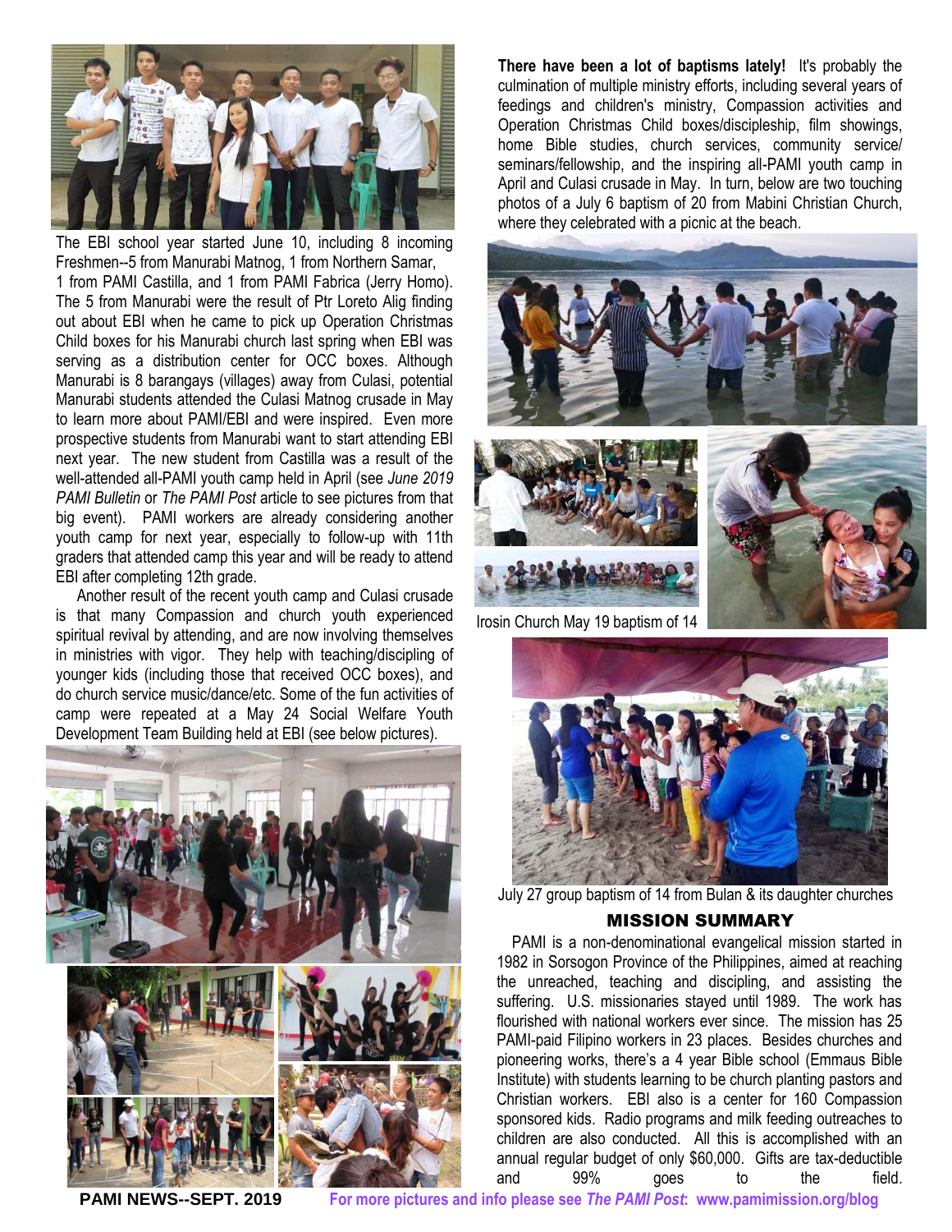The EBI school year started June 10, including 8 incoming Freshmen--5 from Manurabi Matnog, 1 from Northern Samar, 1 from PAMI Castilla, and 1 from PAMI Fabrica (Jerry Homo). The 5 from Manurabi were the result of Ptr Loreto Alig finding out about EBI when he came to pick up Operation Christmas Child boxes for his Manurabi church last spring when EBI was serving as a distribution center for OCC boxes. Although Manurabi is 8 barangays (villages) away from Culasi, potential Manurabi students attended the Culasi Matnog crusade in May to learn more about PAMI/EBI and were inspired. Even more prospective students from Manurabi want to start attending EBI next year. The new student from Castilla was a result of the well-attended all-PAMI youth camp held in April (see *June 2019 PAMI Bulletin* or *The PAMI Post* article to see pictures from that big event). PAMI workers are already considering another youth camp for next year, especially to follow-up with 11th graders that attended camp this year and will be ready to attend EBI after completing 12th grade.

Another result of the recent youth camp and Culasi crusade is that many Compassion and church youth experienced spiritual revival by attending, and are now involving themselves in ministries with vigor. They help with teaching/discipling of younger kids (including those that received OCC boxes), and do church service music/dance/etc. Some of the fun activities of camp were repeated at a May 24 Social Welfare Youth Development Team Building held at EBI (see below pictures).

**There have been a lot of baptisms lately!** It's probably the culmination of multiple ministry efforts, including several years of feedings and children's ministry, Compassion activities and Operation Christmas Child boxes/discipleship, film showings, home Bible studies, church services, community service/ seminars/fellowship, and the inspiring all-PAMI youth camp in April and Culasi crusade in May. In turn, below are two touching photos of a July 6 baptism of 20 from Mabini Christian Church, where they celebrated with a picnic at the beach.

Irosin Church May 19 baptism of 14

July 27 group baptism of 14 from Bulan & its daughter churches

## MISSION SUMMARY

PAMI is a non-denominational evangelical mission started in 1982 in Sorsogon Province of the Philippines, aimed at reaching the unreached, teaching and discipling, and assisting the suffering. U.S. missionaries stayed until 1989. The work has flourished with national workers ever since. The mission has 25 PAMI-paid Filipino workers in 23 places. Besides churches and pioneering works, there's a 4 year Bible school (Emmaus Bible Institute) with students learning to be church planting pastors and Christian workers. EBI also is a center for 160 Compassion sponsored kids. Radio programs and milk feeding outreaches to children are also conducted. All this is accomplished with an annual regular budget of only $60,000. Gifts are tax-deductible and 99% goes to the field.

**PAMI NEWS--SEPT. 2019** **For more pictures and info please see *The PAMI Post*: www.pamimission.org/blog**